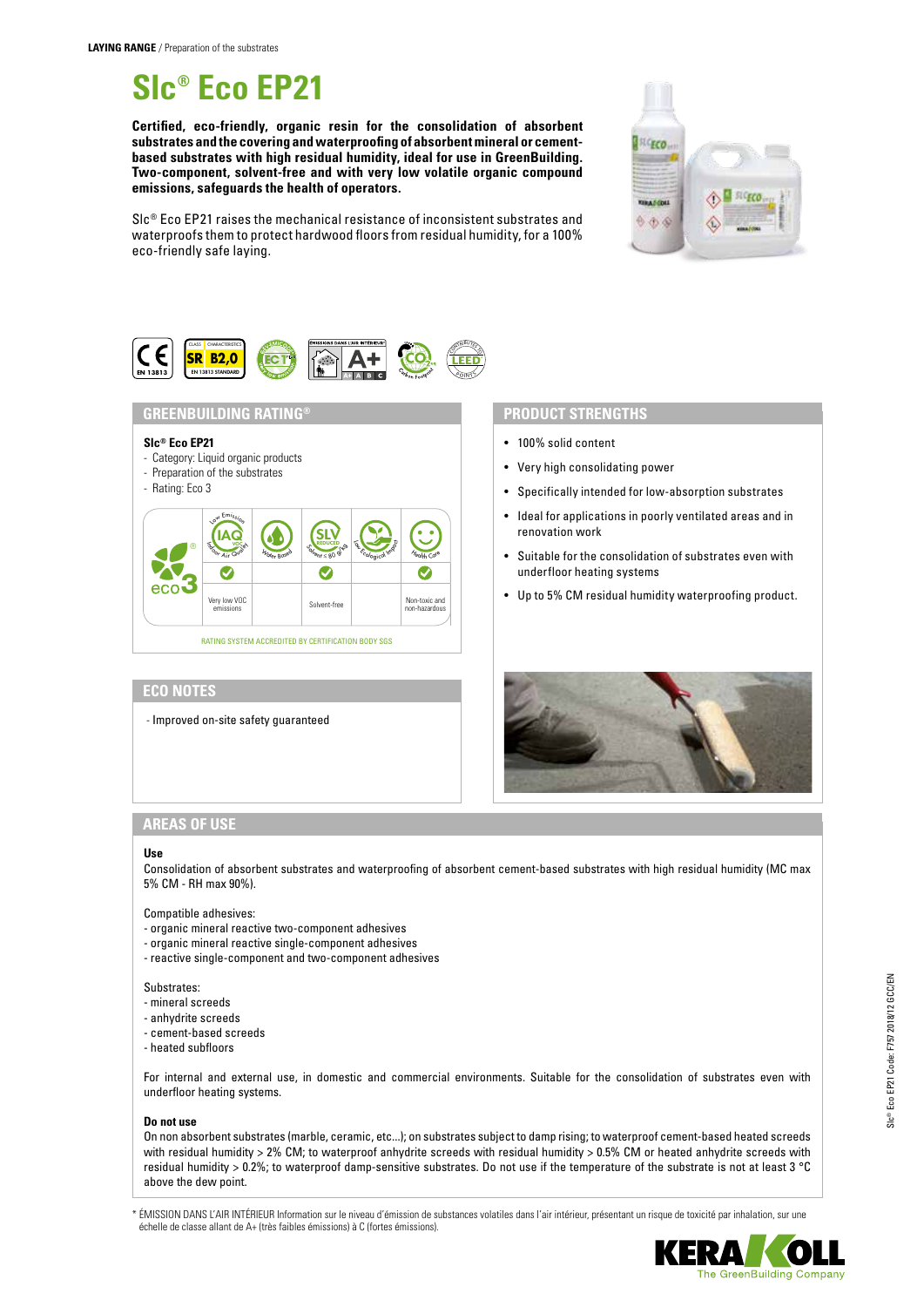**LAYING RANGE** / Preparation of the substrates

# Slc® Eco EP21

**Certified, eco-friendly, organic resin for the consolidation of absorbent substrates and the covering and waterproofing of absorbent mineral or cement-based substrates with high residual humidity, ideal for use in GreenBuilding. Two-component, solvent-free and with very low volatile organic compound emissions, safeguards the health of operators.**

Slc® Eco EP21 raises the mechanical resistance of inconsistent substrates and waterproofs them to protect hardwood floors from residual humidity, for a 100% eco-friendly safe laying.

## GREENBUILDING RATING®

**Slc® Eco EP21**
- Category: Liquid organic products
- Preparation of the substrates
- Rating: Eco 3

| eco 3 | Low Emission IAQ VOC Indoor Air Quality | Water Based | SLV Reduced Solvent ≤ 80 g/kg | Low Ecological Impact | Health Care |
|---|---|---|---|---|---|
| | ✓ | | ✓ | | ✓ |
| | Very low VOC emissions | | Solvent-free | | Non-toxic and non-hazardous |

RATING SYSTEM ACCREDITED BY CERTIFICATION BODY SGS

## PRODUCT STRENGTHS

- 100% solid content
- Very high consolidating power
- Specifically intended for low-absorption substrates
- Ideal for applications in poorly ventilated areas and in renovation work
- Suitable for the consolidation of substrates even with underfloor heating systems
- Up to 5% CM residual humidity waterproofing product.

## ECO NOTES

- Improved on-site safety guaranteed

## AREAS OF USE

**Use**

Consolidation of absorbent substrates and waterproofing of absorbent cement-based substrates with high residual humidity (MC max 5% CM - RH max 90%).

Compatible adhesives:
- organic mineral reactive two-component adhesives
- organic mineral reactive single-component adhesives
- reactive single-component and two-component adhesives

Substrates:
- mineral screeds
- anhydrite screeds
- cement-based screeds
- heated subfloors

For internal and external use, in domestic and commercial environments. Suitable for the consolidation of substrates even with underfloor heating systems.

**Do not use**

On non absorbent substrates (marble, ceramic, etc...); on substrates subject to damp rising; to waterproof cement-based heated screeds with residual humidity > 2% CM; to waterproof anhydrite screeds with residual humidity > 0.5% CM or heated anhydrite screeds with residual humidity > 0.2%; to waterproof damp-sensitive substrates. Do not use if the temperature of the substrate is not at least 3 °C above the dew point.

* ÉMISSION DANS L'AIR INTÉRIEUR Information sur le niveau d'émission de substances volatiles dans l'air intérieur, présentant un risque de toxicité par inhalation, sur une échelle de classe allant de A+ (très faibles émissions) à C (fortes émissions).

Slc® Eco EP21 Code: F757 2018/12 GCC/EN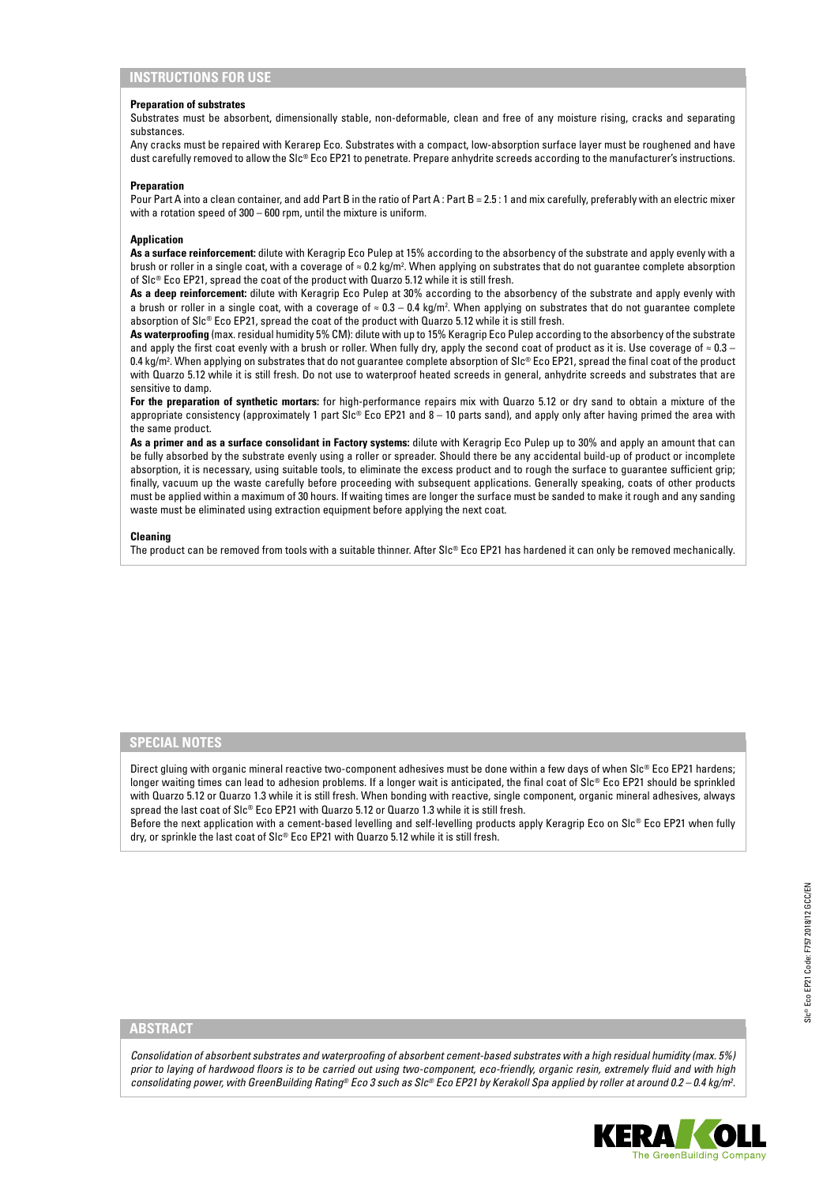## INSTRUCTIONS FOR USE

**Preparation of substrates**

Substrates must be absorbent, dimensionally stable, non-deformable, clean and free of any moisture rising, cracks and separating substances.

Any cracks must be repaired with Kerarep Eco. Substrates with a compact, low-absorption surface layer must be roughened and have dust carefully removed to allow the Slc® Eco EP21 to penetrate. Prepare anhydrite screeds according to the manufacturer's instructions.

**Preparation**

Pour Part A into a clean container, and add Part B in the ratio of Part A : Part B = 2.5 : 1 and mix carefully, preferably with an electric mixer with a rotation speed of 300 – 600 rpm, until the mixture is uniform.

**Application**

**As a surface reinforcement:** dilute with Keragrip Eco Pulep at 15% according to the absorbency of the substrate and apply evenly with a brush or roller in a single coat, with a coverage of ≈ 0.2 kg/m². When applying on substrates that do not guarantee complete absorption of Slc® Eco EP21, spread the coat of the product with Quarzo 5.12 while it is still fresh.

**As a deep reinforcement:** dilute with Keragrip Eco Pulep at 30% according to the absorbency of the substrate and apply evenly with a brush or roller in a single coat, with a coverage of ≈ 0.3 – 0.4 kg/m². When applying on substrates that do not guarantee complete absorption of Slc® Eco EP21, spread the coat of the product with Quarzo 5.12 while it is still fresh.

**As waterproofing** (max. residual humidity 5% CM): dilute with up to 15% Keragrip Eco Pulep according to the absorbency of the substrate and apply the first coat evenly with a brush or roller. When fully dry, apply the second coat of product as it is. Use coverage of ≈ 0.3 – 0.4 kg/m². When applying on substrates that do not guarantee complete absorption of Slc® Eco EP21, spread the final coat of the product with Quarzo 5.12 while it is still fresh. Do not use to waterproof heated screeds in general, anhydrite screeds and substrates that are sensitive to damp.

**For the preparation of synthetic mortars:** for high-performance repairs mix with Quarzo 5.12 or dry sand to obtain a mixture of the appropriate consistency (approximately 1 part Slc® Eco EP21 and 8 – 10 parts sand), and apply only after having primed the area with the same product.

**As a primer and as a surface consolidant in Factory systems:** dilute with Keragrip Eco Pulep up to 30% and apply an amount that can be fully absorbed by the substrate evenly using a roller or spreader. Should there be any accidental build-up of product or incomplete absorption, it is necessary, using suitable tools, to eliminate the excess product and to rough the surface to guarantee sufficient grip; finally, vacuum up the waste carefully before proceeding with subsequent applications. Generally speaking, coats of other products must be applied within a maximum of 30 hours. If waiting times are longer the surface must be sanded to make it rough and any sanding waste must be eliminated using extraction equipment before applying the next coat.

**Cleaning**

The product can be removed from tools with a suitable thinner. After Slc® Eco EP21 has hardened it can only be removed mechanically.

## SPECIAL NOTES

Direct gluing with organic mineral reactive two-component adhesives must be done within a few days of when Slc® Eco EP21 hardens; longer waiting times can lead to adhesion problems. If a longer wait is anticipated, the final coat of Slc® Eco EP21 should be sprinkled with Quarzo 5.12 or Quarzo 1.3 while it is still fresh. When bonding with reactive, single component, organic mineral adhesives, always spread the last coat of Slc® Eco EP21 with Quarzo 5.12 or Quarzo 1.3 while it is still fresh.

Before the next application with a cement-based levelling and self-levelling products apply Keragrip Eco on Slc® Eco EP21 when fully dry, or sprinkle the last coat of Slc® Eco EP21 with Quarzo 5.12 while it is still fresh.

## ABSTRACT

*Consolidation of absorbent substrates and waterproofing of absorbent cement-based substrates with a high residual humidity (max. 5%) prior to laying of hardwood floors is to be carried out using two-component, eco-friendly, organic resin, extremely fluid and with high consolidating power, with GreenBuilding Rating® Eco 3 such as Slc® Eco EP21 by Kerakoll Spa applied by roller at around 0.2 – 0.4 kg/m².*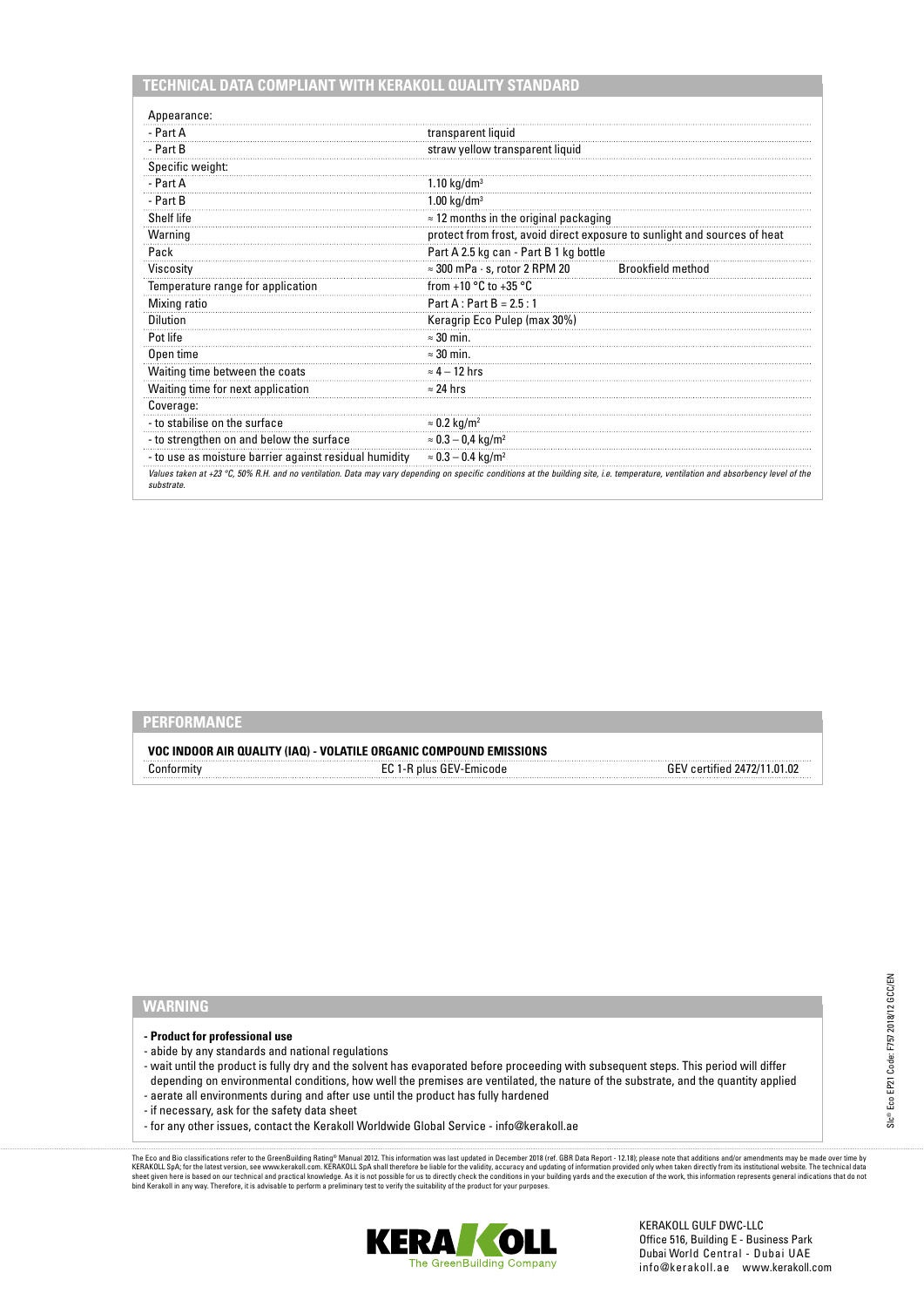## TECHNICAL DATA COMPLIANT WITH KERAKOLL QUALITY STANDARD

| | |
|---|---|
| Appearance: | |
| - Part A | transparent liquid |
| - Part B | straw yellow transparent liquid |
| Specific weight: | |
| - Part A | 1.10 kg/dm³ |
| - Part B | 1.00 kg/dm³ |
| Shelf life | ≈ 12 months in the original packaging |
| Warning | protect from frost, avoid direct exposure to sunlight and sources of heat |
| Pack | Part A 2.5 kg can - Part B 1 kg bottle |
| Viscosity | ≈ 300 mPa · s, rotor 2 RPM 20 Brookfield method |
| Temperature range for application | from +10 °C to +35 °C |
| Mixing ratio | Part A : Part B = 2.5 : 1 |
| Dilution | Keragrip Eco Pulep (max 30%) |
| Pot life | ≈ 30 min. |
| Open time | ≈ 30 min. |
| Waiting time between the coats | ≈ 4 – 12 hrs |
| Waiting time for next application | ≈ 24 hrs |
| Coverage: | |
| - to stabilise on the surface | ≈ 0.2 kg/m² |
| - to strengthen on and below the surface | ≈ 0.3 – 0,4 kg/m² |
| - to use as moisture barrier against residual humidity | ≈ 0.3 – 0.4 kg/m² |

*Values taken at +23 °C, 50% R.H. and no ventilation. Data may vary depending on specific conditions at the building site, i.e. temperature, ventilation and absorbency level of the substrate.*

## PERFORMANCE

**VOC INDOOR AIR QUALITY (IAQ) - VOLATILE ORGANIC COMPOUND EMISSIONS**

| | | |
|---|---|---|
| Conformity | EC 1-R plus GEV-Emicode | GEV certified 2472/11.01.02 |

## WARNING

- **Product for professional use**
- abide by any standards and national regulations
- wait until the product is fully dry and the solvent has evaporated before proceeding with subsequent steps. This period will differ depending on environmental conditions, how well the premises are ventilated, the nature of the substrate, and the quantity applied
- aerate all environments during and after use until the product has fully hardened
- if necessary, ask for the safety data sheet
- for any other issues, contact the Kerakoll Worldwide Global Service - info@kerakoll.ae

The Eco and Bio classifications refer to the GreenBuilding Rating® Manual 2012. This information was last updated in December 2018 (ref. GBR Data Report - 12.18); please note that additions and/or amendments may be made over time by KERAKOLL SpA; for the latest version, see www.kerakoll.com. KERAKOLL SpA shall therefore be liable for the validity, accuracy and updating of information provided only when taken directly from its institutional website. The technical data sheet given here is based on our technical and practical knowledge. As it is not possible for us to directly check the conditions in your building yards and the execution of the work, this information represents general indications that do not bind Kerakoll in any way. Therefore, it is advisable to perform a preliminary test to verify the suitability of the product for your purposes.

Slc® Eco EP21 Code: F757 2018/12 GCC/EN

KERAKOLL The GreenBuilding Company

KERAKOLL GULF DWC-LLC
Office 516, Building E - Business Park
Dubai World Central - Dubai UAE
info@kerakoll.ae www.kerakoll.com